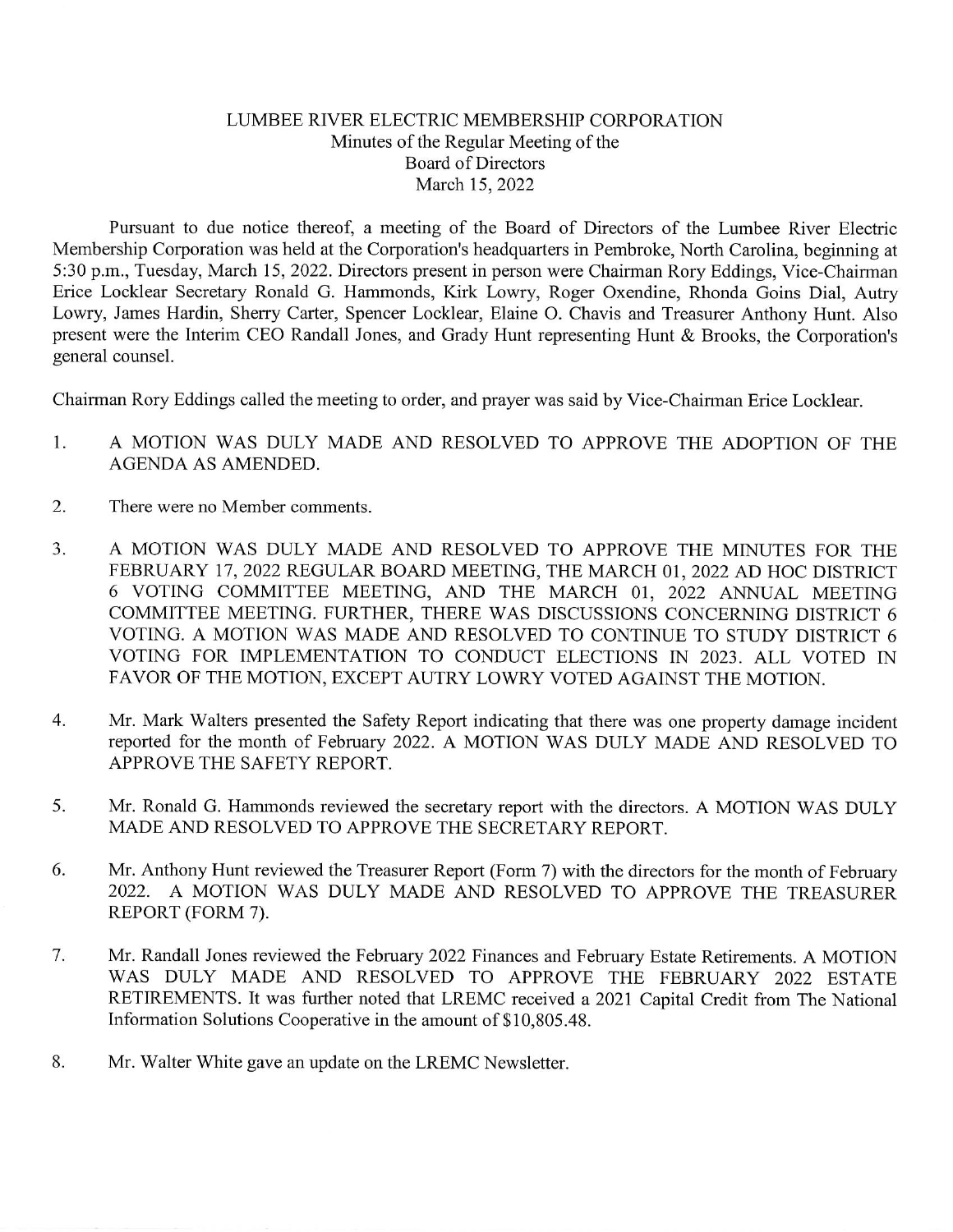# LUMBEE RIVER ELECTRIC MEMBERSHIP CORPORATION

## Minutes of the Regular Meeting of the Board of Directors

### March 15, 2022

Pursuant to due notice thereof, a meeting of the Board of Directors of the Lumbee River Electric Membership Corporation was held at the Corporation's headquarters in Pembroke, North Carolina, beginning at 5:30 p.m., Tuesday, March 15, 2022. Directors present in person were Chairman Rory Eddings, Vice-Chairman Erice Locklear Secretary Ronald G. Hammonds, Kirk Lowry, Roger Oxendine, Rhonda Goins Dial, Autry Lowry, James Hardin, Sherry Carter, Spencer Locklear, Elaine O. Chavis and Treasurer Anthony Hunt. Also present were the Interim CEO Randall Jones, and Grady Hunt representing Hunt & Brooks, the Corporation's general counsel.

Chairman Rory Eddings called the meeting to order, and prayer was said by Vice-Chairman Erice Locklear.

1. A MOTION WAS DULY MADE AND RESOLVED TO APPROVE THE ADOPTION OF THE AGENDA AS AMENDED.

2. There were no Member comments.

3. A MOTION WAS DULY MADE AND RESOLVED TO APPROVE THE MINUTES FOR THE FEBRUARY 17, 2022 REGULAR BOARD MEETING, THE MARCH 01, 2022 AD HOC DISTRICT 6 VOTING COMMITTEE MEETING, AND THE MARCH 01, 2022 ANNUAL MEETING COMMITTEE MEETING. FURTHER, THERE WAS DISCUSSIONS CONCERNING DISTRICT 6 VOTING. A MOTION WAS MADE AND RESOLVED TO CONTINUE TO STUDY DISTRICT 6 VOTING FOR IMPLEMENTATION TO CONDUCT ELECTIONS IN 2023. ALL VOTED IN FAVOR OF THE MOTION, EXCEPT AUTRY LOWRY VOTED AGAINST THE MOTION.

4. Mr. Mark Walters presented the Safety Report indicating that there was one property damage incident reported for the month of February 2022. A MOTION WAS DULY MADE AND RESOLVED TO APPROVE THE SAFETY REPORT.

5. Mr. Ronald G. Hammonds reviewed the secretary report with the directors. A MOTION WAS DULY MADE AND RESOLVED TO APPROVE THE SECRETARY REPORT.

6. Mr. Anthony Hunt reviewed the Treasurer Report (Form 7) with the directors for the month of February 2022. A MOTION WAS DULY MADE AND RESOLVED TO APPROVE THE TREASURER REPORT (FORM 7).

7. Mr. Randall Jones reviewed the February 2022 Finances and February Estate Retirements. A MOTION WAS DULY MADE AND RESOLVED TO APPROVE THE FEBRUARY 2022 ESTATE RETIREMENTS. It was further noted that LREMC received a 2021 Capital Credit from The National Information Solutions Cooperative in the amount of $10,805.48.

8. Mr. Walter White gave an update on the LREMC Newsletter.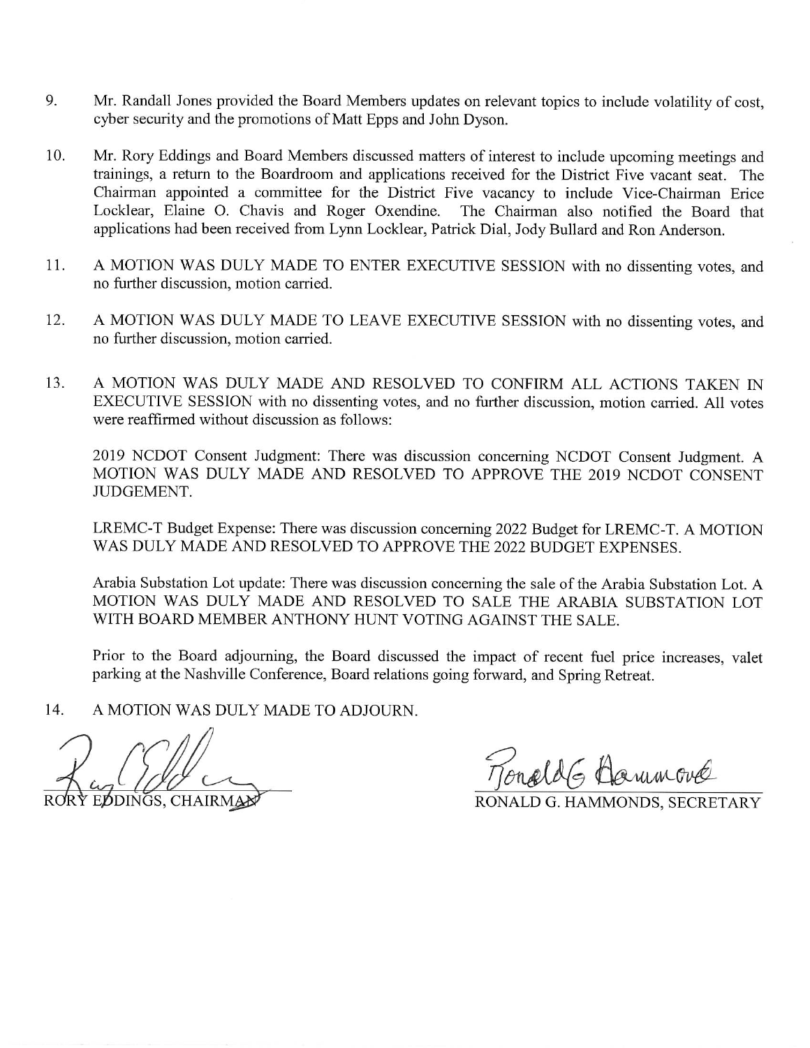9. Mr. Randall Jones provided the Board Members updates on relevant topics to include volatility of cost, cyber security and the promotions of Matt Epps and John Dyson.

10. Mr. Rory Eddings and Board Members discussed matters of interest to include upcoming meetings and trainings, a return to the Boardroom and applications received for the District Five vacant seat. The Chairman appointed a committee for the District Five vacancy to include Vice-Chairman Erice Locklear, Elaine O. Chavis and Roger Oxendine. The Chairman also notified the Board that applications had been received from Lynn Locklear, Patrick Dial, Jody Bullard and Ron Anderson.

11. A MOTION WAS DULY MADE TO ENTER EXECUTIVE SESSION with no dissenting votes, and no further discussion, motion carried.

12. A MOTION WAS DULY MADE TO LEAVE EXECUTIVE SESSION with no dissenting votes, and no further discussion, motion carried.

13. A MOTION WAS DULY MADE AND RESOLVED TO CONFIRM ALL ACTIONS TAKEN IN EXECUTIVE SESSION with no dissenting votes, and no further discussion, motion carried. All votes were reaffirmed without discussion as follows:

    2019 NCDOT Consent Judgment: There was discussion concerning NCDOT Consent Judgment. A MOTION WAS DULY MADE AND RESOLVED TO APPROVE THE 2019 NCDOT CONSENT JUDGEMENT.

    LREMC-T Budget Expense: There was discussion concerning 2022 Budget for LREMC-T. A MOTION WAS DULY MADE AND RESOLVED TO APPROVE THE 2022 BUDGET EXPENSES.

    Arabia Substation Lot update: There was discussion concerning the sale of the Arabia Substation Lot. A MOTION WAS DULY MADE AND RESOLVED TO SALE THE ARABIA SUBSTATION LOT WITH BOARD MEMBER ANTHONY HUNT VOTING AGAINST THE SALE.

    Prior to the Board adjourning, the Board discussed the impact of recent fuel price increases, valet parking at the Nashville Conference, Board relations going forward, and Spring Retreat.

14. A MOTION WAS DULY MADE TO ADJOURN.

RORY EDDINGS, CHAIRMAN

RONALD G. HAMMONDS, SECRETARY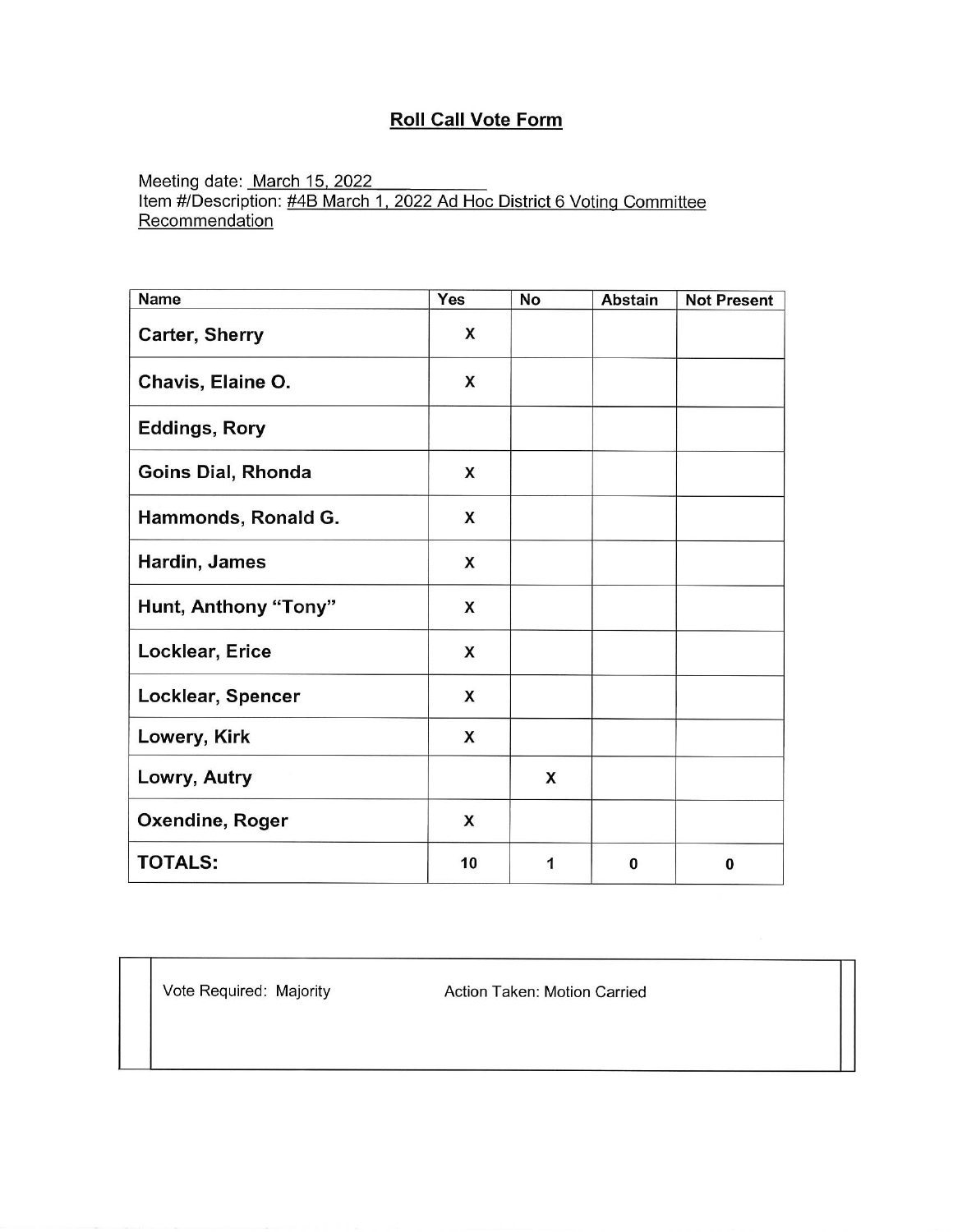# Roll Call Vote Form

Meeting date: March 15, 2022
Item #/Description: #4B March 1, 2022 Ad Hoc District 6 Voting Committee Recommendation

| Name | Yes | No | Abstain | Not Present |
|---|---|---|---|---|
| **Carter, Sherry** | X | | | |
| **Chavis, Elaine O.** | X | | | |
| **Eddings, Rory** | | | | |
| **Goins Dial, Rhonda** | X | | | |
| **Hammonds, Ronald G.** | X | | | |
| **Hardin, James** | X | | | |
| **Hunt, Anthony "Tony"** | X | | | |
| **Locklear, Erice** | X | | | |
| **Locklear, Spencer** | X | | | |
| **Lowery, Kirk** | X | | | |
| **Lowry, Autry** | | X | | |
| **Oxendine, Roger** | X | | | |
| **TOTALS:** | 10 | 1 | 0 | 0 |

| Vote Required: Majority | Action Taken: Motion Carried |
|---|---|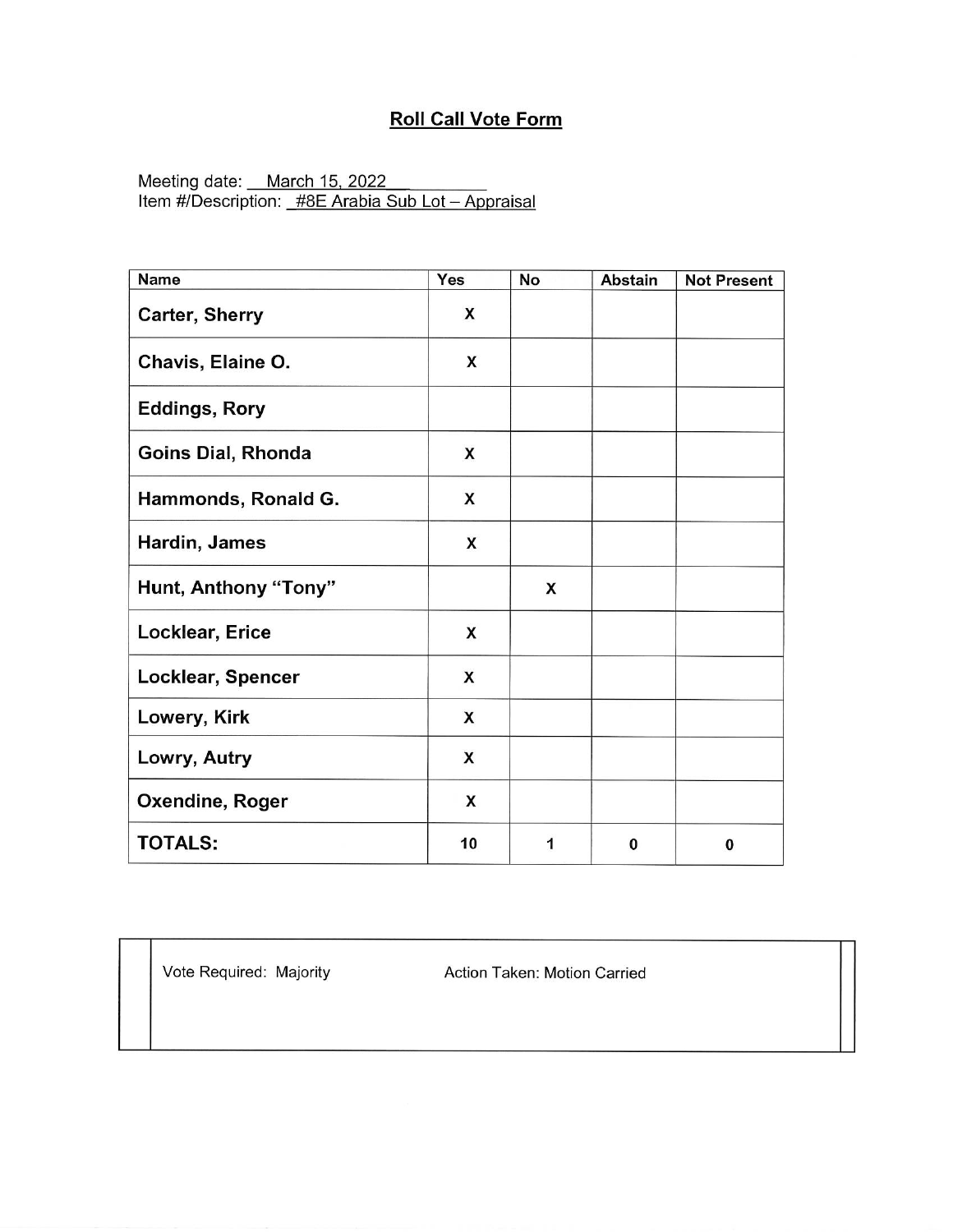## Roll Call Vote Form

Meeting date: March 15, 2022
Item #/Description: #8E Arabia Sub Lot – Appraisal

| Name | Yes | No | Abstain | Not Present |
|---|---|---|---|---|
| **Carter, Sherry** | X | | | |
| **Chavis, Elaine O.** | X | | | |
| **Eddings, Rory** | | | | |
| **Goins Dial, Rhonda** | X | | | |
| **Hammonds, Ronald G.** | X | | | |
| **Hardin, James** | X | | | |
| **Hunt, Anthony "Tony"** | | X | | |
| **Locklear, Erice** | X | | | |
| **Locklear, Spencer** | X | | | |
| **Lowery, Kirk** | X | | | |
| **Lowry, Autry** | X | | | |
| **Oxendine, Roger** | X | | | |
| **TOTALS:** | 10 | 1 | 0 | 0 |

Vote Required: Majority

Action Taken: Motion Carried